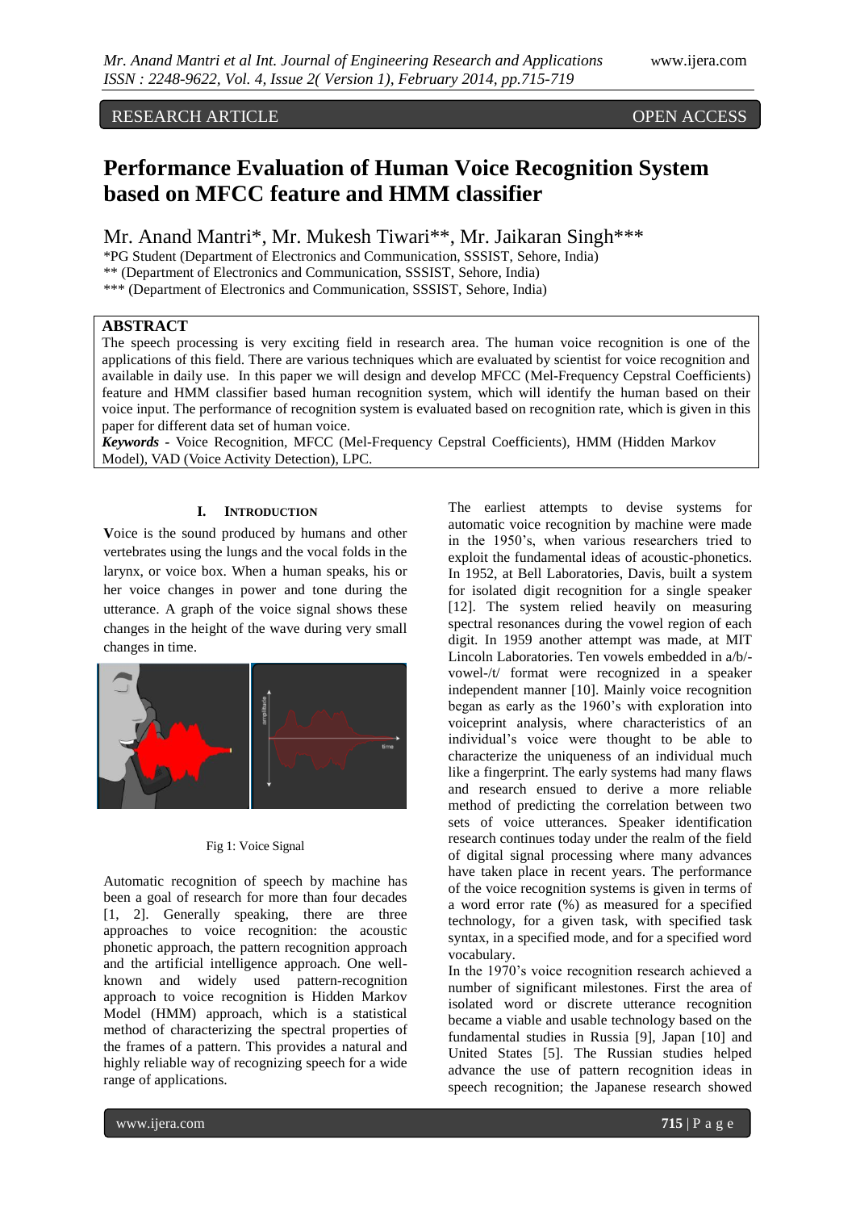RESEARCH ARTICLE OPEN ACCESS

# Performance Evaluation of Human Voice Recognition System based on MFCC feature and HMM classifier

Mr. Anand Mantri*, Mr. Mukesh Tiwari**, Mr. Jaikaran Singh***

*PG Student (Department of Electronics and Communication, SSSIST, Sehore, India)
** (Department of Electronics and Communication, SSSIST, Sehore, India)
*** (Department of Electronics and Communication, SSSIST, Sehore, India)

## ABSTRACT

The speech processing is very exciting field in research area. The human voice recognition is one of the applications of this field. There are various techniques which are evaluated by scientist for voice recognition and available in daily use. In this paper we will design and develop MFCC (Mel-Frequency Cepstral Coefficients) feature and HMM classifier based human recognition system, which will identify the human based on their voice input. The performance of recognition system is evaluated based on recognition rate, which is given in this paper for different data set of human voice.

***Keywords*** - Voice Recognition, MFCC (Mel-Frequency Cepstral Coefficients), HMM (Hidden Markov Model), VAD (Voice Activity Detection), LPC.

## I. Introduction

**V**oice is the sound produced by humans and other vertebrates using the lungs and the vocal folds in the larynx, or voice box. When a human speaks, his or her voice changes in power and tone during the utterance. A graph of the voice signal shows these changes in the height of the wave during very small changes in time.

Fig 1: Voice Signal

Automatic recognition of speech by machine has been a goal of research for more than four decades [1, 2]. Generally speaking, there are three approaches to voice recognition: the acoustic phonetic approach, the pattern recognition approach and the artificial intelligence approach. One well-known and widely used pattern-recognition approach to voice recognition is Hidden Markov Model (HMM) approach, which is a statistical method of characterizing the spectral properties of the frames of a pattern. This provides a natural and highly reliable way of recognizing speech for a wide range of applications.

The earliest attempts to devise systems for automatic voice recognition by machine were made in the 1950's, when various researchers tried to exploit the fundamental ideas of acoustic-phonetics. In 1952, at Bell Laboratories, Davis, built a system for isolated digit recognition for a single speaker [12]. The system relied heavily on measuring spectral resonances during the vowel region of each digit. In 1959 another attempt was made, at MIT Lincoln Laboratories. Ten vowels embedded in a/b/-vowel-/t/ format were recognized in a speaker independent manner [10]. Mainly voice recognition began as early as the 1960's with exploration into voiceprint analysis, where characteristics of an individual's voice were thought to be able to characterize the uniqueness of an individual much like a fingerprint. The early systems had many flaws and research ensued to derive a more reliable method of predicting the correlation between two sets of voice utterances. Speaker identification research continues today under the realm of the field of digital signal processing where many advances have taken place in recent years. The performance of the voice recognition systems is given in terms of a word error rate (%) as measured for a specified technology, for a given task, with specified task syntax, in a specified mode, and for a specified word vocabulary.

In the 1970's voice recognition research achieved a number of significant milestones. First the area of isolated word or discrete utterance recognition became a viable and usable technology based on the fundamental studies in Russia [9], Japan [10] and United States [5]. The Russian studies helped advance the use of pattern recognition ideas in speech recognition; the Japanese research showed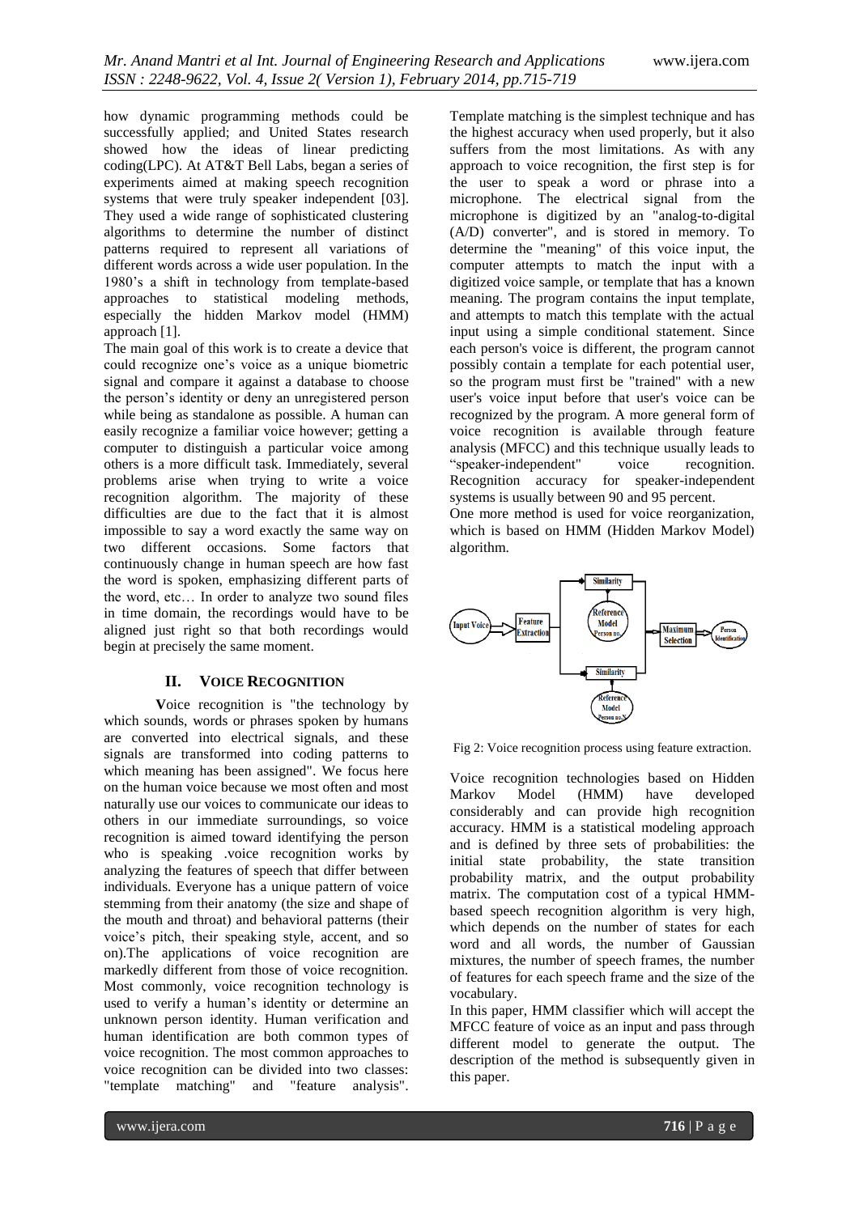how dynamic programming methods could be successfully applied; and United States research showed how the ideas of linear predicting coding(LPC). At AT&T Bell Labs, began a series of experiments aimed at making speech recognition systems that were truly speaker independent [03]. They used a wide range of sophisticated clustering algorithms to determine the number of distinct patterns required to represent all variations of different words across a wide user population. In the 1980's a shift in technology from template-based approaches to statistical modeling methods, especially the hidden Markov model (HMM) approach [1].

The main goal of this work is to create a device that could recognize one's voice as a unique biometric signal and compare it against a database to choose the person's identity or deny an unregistered person while being as standalone as possible. A human can easily recognize a familiar voice however; getting a computer to distinguish a particular voice among others is a more difficult task. Immediately, several problems arise when trying to write a voice recognition algorithm. The majority of these difficulties are due to the fact that it is almost impossible to say a word exactly the same way on two different occasions. Some factors that continuously change in human speech are how fast the word is spoken, emphasizing different parts of the word, etc… In order to analyze two sound files in time domain, the recordings would have to be aligned just right so that both recordings would begin at precisely the same moment.

## II. VOICE RECOGNITION

**V**oice recognition is "the technology by which sounds, words or phrases spoken by humans are converted into electrical signals, and these signals are transformed into coding patterns to which meaning has been assigned". We focus here on the human voice because we most often and most naturally use our voices to communicate our ideas to others in our immediate surroundings, so voice recognition is aimed toward identifying the person who is speaking .voice recognition works by analyzing the features of speech that differ between individuals. Everyone has a unique pattern of voice stemming from their anatomy (the size and shape of the mouth and throat) and behavioral patterns (their voice's pitch, their speaking style, accent, and so on).The applications of voice recognition are markedly different from those of voice recognition. Most commonly, voice recognition technology is used to verify a human's identity or determine an unknown person identity. Human verification and human identification are both common types of voice recognition. The most common approaches to voice recognition can be divided into two classes: "template matching" and "feature analysis". Template matching is the simplest technique and has the highest accuracy when used properly, but it also suffers from the most limitations. As with any approach to voice recognition, the first step is for the user to speak a word or phrase into a microphone. The electrical signal from the microphone is digitized by an "analog-to-digital (A/D) converter", and is stored in memory. To determine the "meaning" of this voice input, the computer attempts to match the input with a digitized voice sample, or template that has a known meaning. The program contains the input template, and attempts to match this template with the actual input using a simple conditional statement. Since each person's voice is different, the program cannot possibly contain a template for each potential user, so the program must first be "trained" with a new user's voice input before that user's voice can be recognized by the program. A more general form of voice recognition is available through feature analysis (MFCC) and this technique usually leads to "speaker-independent" voice recognition. Recognition accuracy for speaker-independent systems is usually between 90 and 95 percent.

One more method is used for voice reorganization, which is based on HMM (Hidden Markov Model) algorithm.

Fig 2: Voice recognition process using feature extraction.

Voice recognition technologies based on Hidden Markov Model (HMM) have developed considerably and can provide high recognition accuracy. HMM is a statistical modeling approach and is defined by three sets of probabilities: the initial state probability, the state transition probability matrix, and the output probability matrix. The computation cost of a typical HMM-based speech recognition algorithm is very high, which depends on the number of states for each word and all words, the number of Gaussian mixtures, the number of speech frames, the number of features for each speech frame and the size of the vocabulary.

In this paper, HMM classifier which will accept the MFCC feature of voice as an input and pass through different model to generate the output. The description of the method is subsequently given in this paper.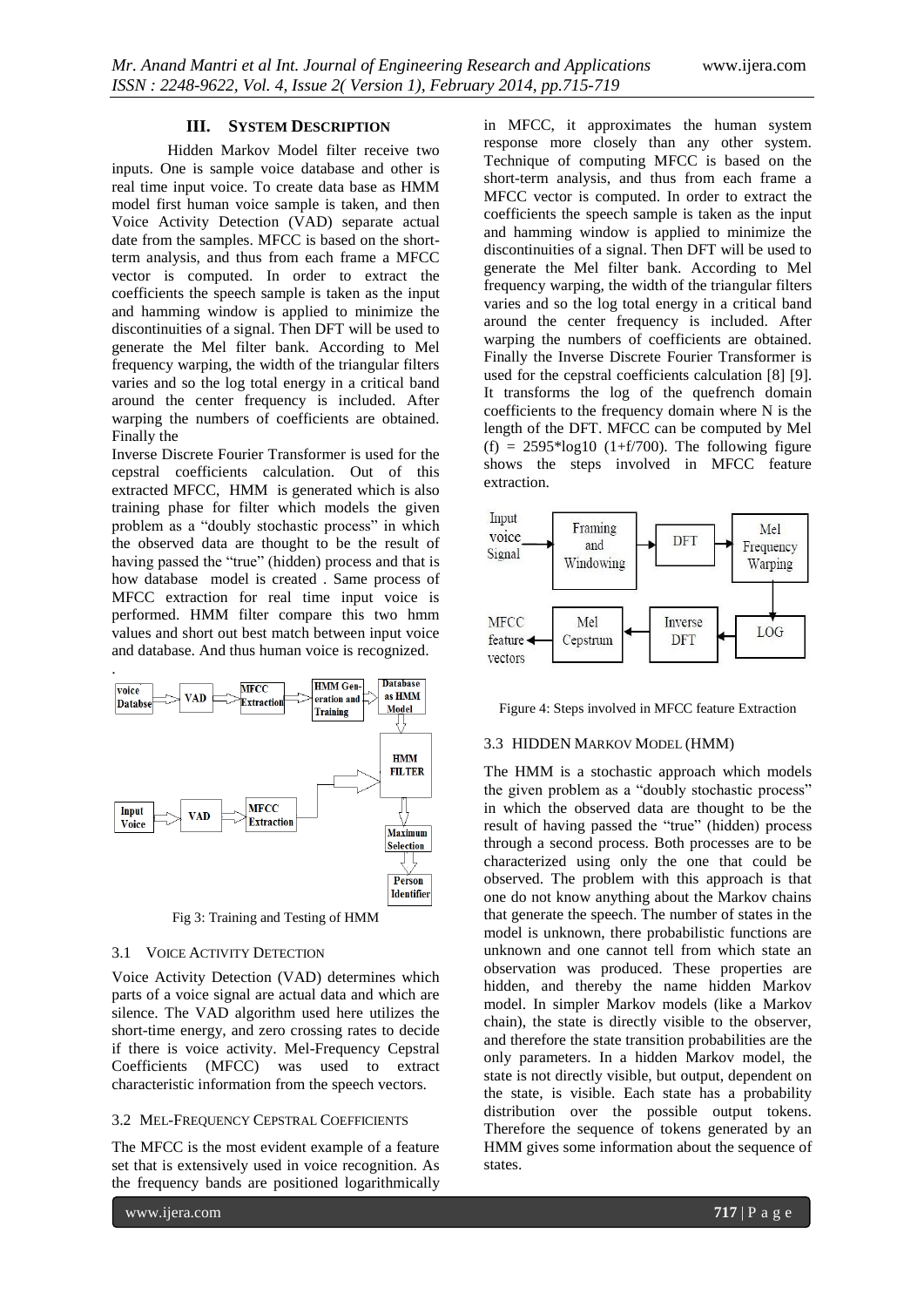## III. SYSTEM DESCRIPTION

Hidden Markov Model filter receive two inputs. One is sample voice database and other is real time input voice. To create data base as HMM model first human voice sample is taken, and then Voice Activity Detection (VAD) separate actual date from the samples. MFCC is based on the short-term analysis, and thus from each frame a MFCC vector is computed. In order to extract the coefficients the speech sample is taken as the input and hamming window is applied to minimize the discontinuities of a signal. Then DFT will be used to generate the Mel filter bank. According to Mel frequency warping, the width of the triangular filters varies and so the log total energy in a critical band around the center frequency is included. After warping the numbers of coefficients are obtained. Finally the

Inverse Discrete Fourier Transformer is used for the cepstral coefficients calculation. Out of this extracted MFCC, HMM is generated which is also training phase for filter which models the given problem as a "doubly stochastic process" in which the observed data are thought to be the result of having passed the "true" (hidden) process and that is how database model is created . Same process of MFCC extraction for real time input voice is performed. HMM filter compare this two hmm values and short out best match between input voice and database. And thus human voice is recognized.

Fig 3: Training and Testing of HMM

### 3.1 VOICE ACTIVITY DETECTION

Voice Activity Detection (VAD) determines which parts of a voice signal are actual data and which are silence. The VAD algorithm used here utilizes the short-time energy, and zero crossing rates to decide if there is voice activity. Mel-Frequency Cepstral Coefficients (MFCC) was used to extract characteristic information from the speech vectors.

### 3.2 MEL-FREQUENCY CEPSTRAL COEFFICIENTS

The MFCC is the most evident example of a feature set that is extensively used in voice recognition. As the frequency bands are positioned logarithmically in MFCC, it approximates the human system response more closely than any other system. Technique of computing MFCC is based on the short-term analysis, and thus from each frame a MFCC vector is computed. In order to extract the coefficients the speech sample is taken as the input and hamming window is applied to minimize the discontinuities of a signal. Then DFT will be used to generate the Mel filter bank. According to Mel frequency warping, the width of the triangular filters varies and so the log total energy in a critical band around the center frequency is included. After warping the numbers of coefficients are obtained. Finally the Inverse Discrete Fourier Transformer is used for the cepstral coefficients calculation [8] [9]. It transforms the log of the quefrench domain coefficients to the frequency domain where N is the length of the DFT. MFCC can be computed by Mel $(f) = 2595*\log10\ (1+f/700)$. The following figure shows the steps involved in MFCC feature extraction.

Figure 4: Steps involved in MFCC feature Extraction

### 3.3 HIDDEN MARKOV MODEL (HMM)

The HMM is a stochastic approach which models the given problem as a "doubly stochastic process" in which the observed data are thought to be the result of having passed the "true" (hidden) process through a second process. Both processes are to be characterized using only the one that could be observed. The problem with this approach is that one do not know anything about the Markov chains that generate the speech. The number of states in the model is unknown, there probabilistic functions are unknown and one cannot tell from which state an observation was produced. These properties are hidden, and thereby the name hidden Markov model. In simpler Markov models (like a Markov chain), the state is directly visible to the observer, and therefore the state transition probabilities are the only parameters. In a hidden Markov model, the state is not directly visible, but output, dependent on the state, is visible. Each state has a probability distribution over the possible output tokens. Therefore the sequence of tokens generated by an HMM gives some information about the sequence of states.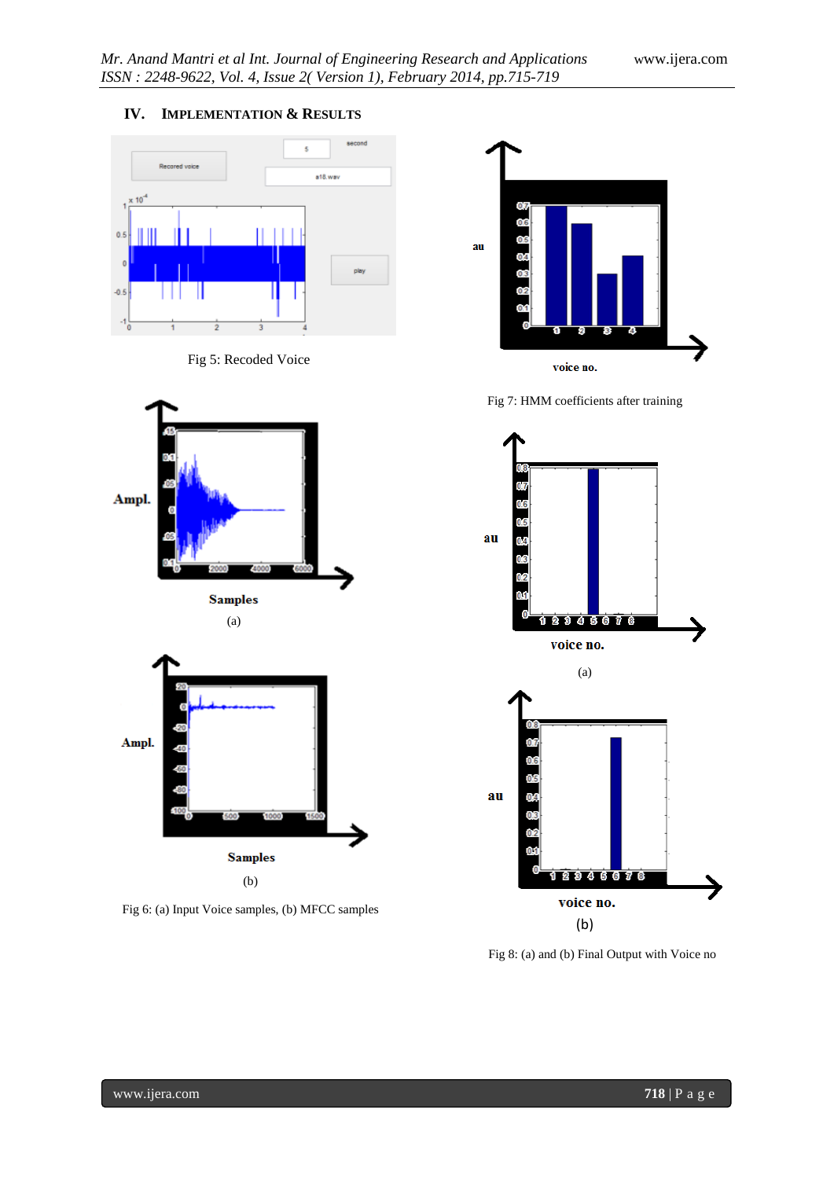## IV. IMPLEMENTATION & RESULTS

Fig 5: Recoded Voice

Fig 6: (a) Input Voice samples, (b) MFCC samples

Fig 7: HMM coefficients after training

Fig 8: (a) and (b) Final Output with Voice no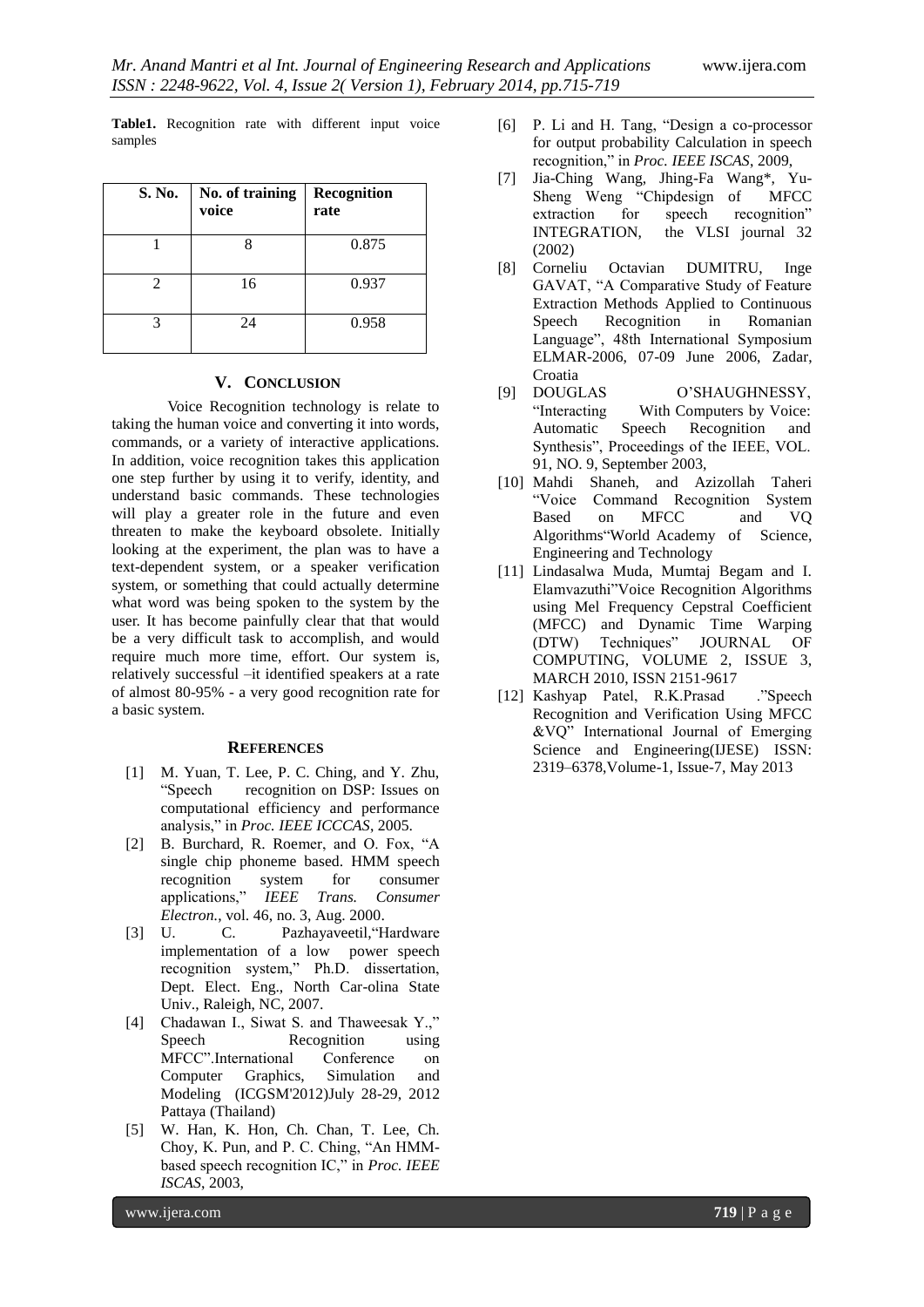**Table1.** Recognition rate with different input voice samples

| S. No. | No. of training voice | Recognition rate |
|---|---|---|
| 1 | 8 | 0.875 |
| 2 | 16 | 0.937 |
| 3 | 24 | 0.958 |

## V. CONCLUSION

Voice Recognition technology is relate to taking the human voice and converting it into words, commands, or a variety of interactive applications. In addition, voice recognition takes this application one step further by using it to verify, identity, and understand basic commands. These technologies will play a greater role in the future and even threaten to make the keyboard obsolete. Initially looking at the experiment, the plan was to have a text-dependent system, or a speaker verification system, or something that could actually determine what word was being spoken to the system by the user. It has become painfully clear that that would be a very difficult task to accomplish, and would require much more time, effort. Our system is, relatively successful –it identified speakers at a rate of almost 80-95% - a very good recognition rate for a basic system.

## REFERENCES

[1] M. Yuan, T. Lee, P. C. Ching, and Y. Zhu, "Speech recognition on DSP: Issues on computational efficiency and performance analysis," in *Proc. IEEE ICCCAS*, 2005.

[2] B. Burchard, R. Roemer, and O. Fox, "A single chip phoneme based. HMM speech recognition system for consumer applications," *IEEE Trans. Consumer Electron.*, vol. 46, no. 3, Aug. 2000.

[3] U. C. Pazhayaveetil,"Hardware implementation of a low power speech recognition system," Ph.D. dissertation, Dept. Elect. Eng., North Car-olina State Univ., Raleigh, NC, 2007.

[4] Chadawan I., Siwat S. and Thaweesak Y.," Speech Recognition using MFCC".International Conference on Computer Graphics, Simulation and Modeling (ICGSM'2012)July 28-29, 2012 Pattaya (Thailand)

[5] W. Han, K. Hon, Ch. Chan, T. Lee, Ch. Choy, K. Pun, and P. C. Ching, "An HMM-based speech recognition IC," in *Proc. IEEE ISCAS*, 2003,

[6] P. Li and H. Tang, "Design a co-processor for output probability Calculation in speech recognition," in *Proc. IEEE ISCAS*, 2009,

[7] Jia-Ching Wang, Jhing-Fa Wang*, Yu-Sheng Weng "Chipdesign of MFCC extraction for speech recognition" INTEGRATION, the VLSI journal 32 (2002)

[8] Corneliu Octavian DUMITRU, Inge GAVAT, "A Comparative Study of Feature Extraction Methods Applied to Continuous Speech Recognition in Romanian Language", 48th International Symposium ELMAR-2006, 07-09 June 2006, Zadar, Croatia

[9] DOUGLAS O'SHAUGHNESSY, "Interacting With Computers by Voice: Automatic Speech Recognition and Synthesis", Proceedings of the IEEE, VOL. 91, NO. 9, September 2003,

[10] Mahdi Shaneh, and Azizollah Taheri "Voice Command Recognition System Based on MFCC and VQ Algorithms"World Academy of Science, Engineering and Technology

[11] Lindasalwa Muda, Mumtaj Begam and I. Elamvazuthi"Voice Recognition Algorithms using Mel Frequency Cepstral Coefficient (MFCC) and Dynamic Time Warping (DTW) Techniques" JOURNAL OF COMPUTING, VOLUME 2, ISSUE 3, MARCH 2010, ISSN 2151-9617

[12] Kashyap Patel, R.K.Prasad ."Speech Recognition and Verification Using MFCC &VQ" International Journal of Emerging Science and Engineering(IJESE) ISSN: 2319–6378,Volume-1, Issue-7, May 2013